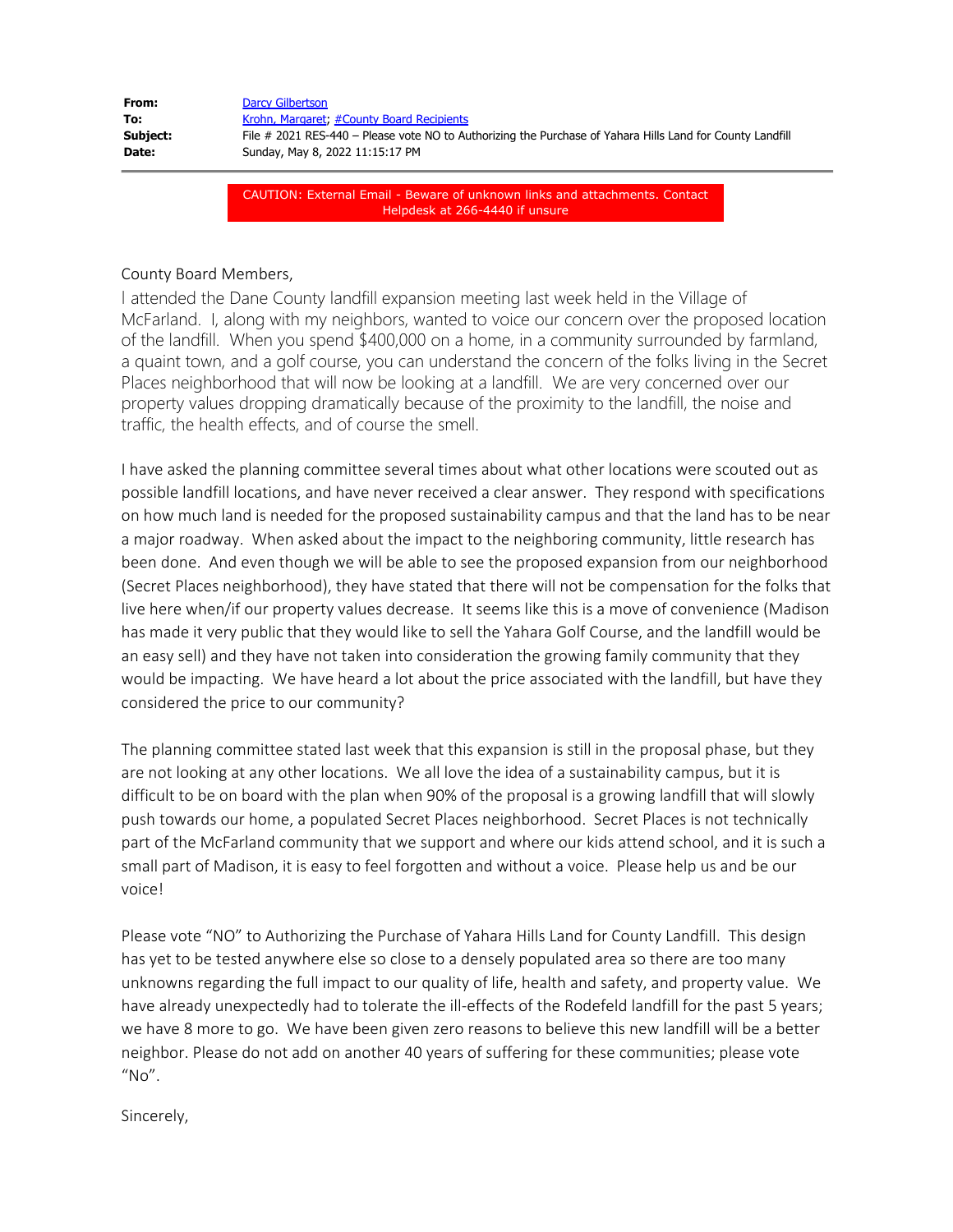**From:** Darcy Gilbertson
**To:** Krohn, Margaret; #County Board Recipients
**Subject:** File # 2021 RES-440 – Please vote NO to Authorizing the Purchase of Yahara Hills Land for County Landfill
**Date:** Sunday, May 8, 2022 11:15:17 PM

---

CAUTION: External Email - Beware of unknown links and attachments. Contact Helpdesk at 266-4440 if unsure

County Board Members,

I attended the Dane County landfill expansion meeting last week held in the Village of McFarland. I, along with my neighbors, wanted to voice our concern over the proposed location of the landfill. When you spend $400,000 on a home, in a community surrounded by farmland, a quaint town, and a golf course, you can understand the concern of the folks living in the Secret Places neighborhood that will now be looking at a landfill. We are very concerned over our property values dropping dramatically because of the proximity to the landfill, the noise and traffic, the health effects, and of course the smell.

I have asked the planning committee several times about what other locations were scouted out as possible landfill locations, and have never received a clear answer. They respond with specifications on how much land is needed for the proposed sustainability campus and that the land has to be near a major roadway. When asked about the impact to the neighboring community, little research has been done. And even though we will be able to see the proposed expansion from our neighborhood (Secret Places neighborhood), they have stated that there will not be compensation for the folks that live here when/if our property values decrease. It seems like this is a move of convenience (Madison has made it very public that they would like to sell the Yahara Golf Course, and the landfill would be an easy sell) and they have not taken into consideration the growing family community that they would be impacting. We have heard a lot about the price associated with the landfill, but have they considered the price to our community?

The planning committee stated last week that this expansion is still in the proposal phase, but they are not looking at any other locations. We all love the idea of a sustainability campus, but it is difficult to be on board with the plan when 90% of the proposal is a growing landfill that will slowly push towards our home, a populated Secret Places neighborhood. Secret Places is not technically part of the McFarland community that we support and where our kids attend school, and it is such a small part of Madison, it is easy to feel forgotten and without a voice. Please help us and be our voice!

Please vote "NO" to Authorizing the Purchase of Yahara Hills Land for County Landfill. This design has yet to be tested anywhere else so close to a densely populated area so there are too many unknowns regarding the full impact to our quality of life, health and safety, and property value. We have already unexpectedly had to tolerate the ill-effects of the Rodefeld landfill for the past 5 years; we have 8 more to go. We have been given zero reasons to believe this new landfill will be a better neighbor. Please do not add on another 40 years of suffering for these communities; please vote "No".

Sincerely,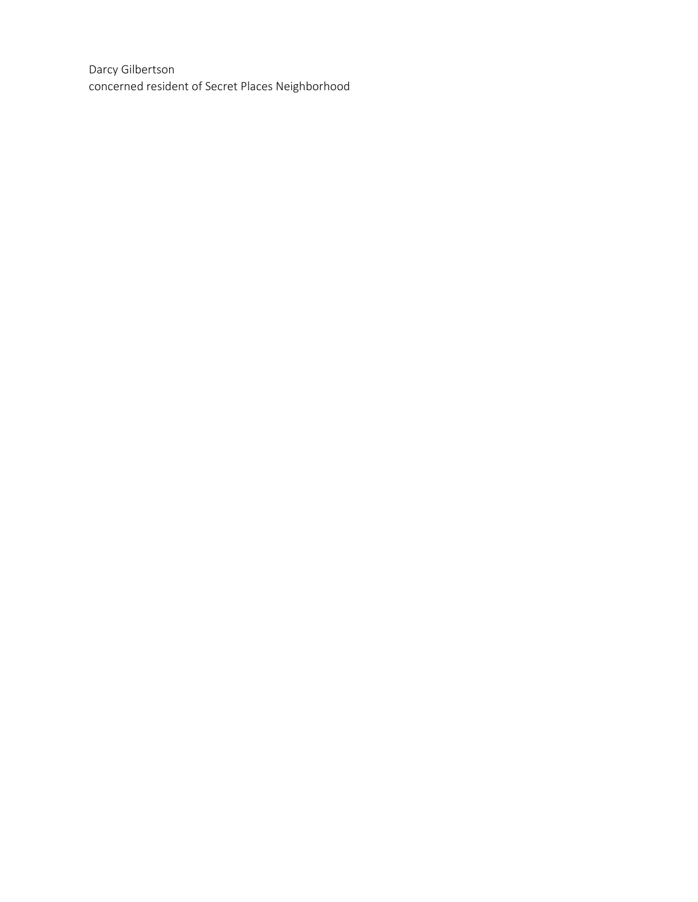Darcy Gilbertson
concerned resident of Secret Places Neighborhood